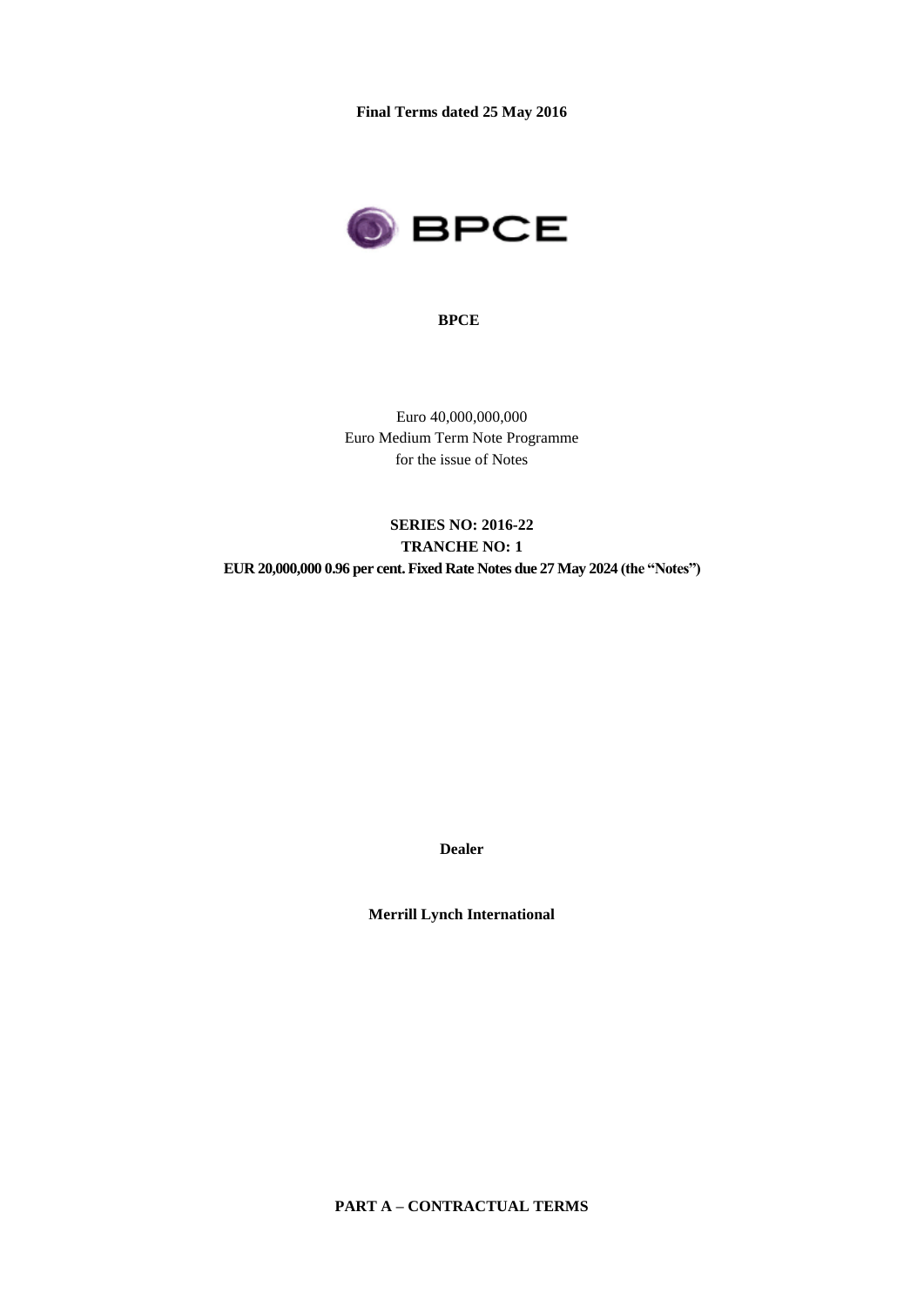**Final Terms dated 25 May 2016**

**BPCE**

Euro 40,000,000,000
Euro Medium Term Note Programme
for the issue of Notes

**SERIES NO: 2016-22**
**TRANCHE NO: 1**
**EUR 20,000,000 0.96 per cent. Fixed Rate Notes due 27 May 2024 (the "Notes")**

**Dealer**

**Merrill Lynch International**

**PART A – CONTRACTUAL TERMS**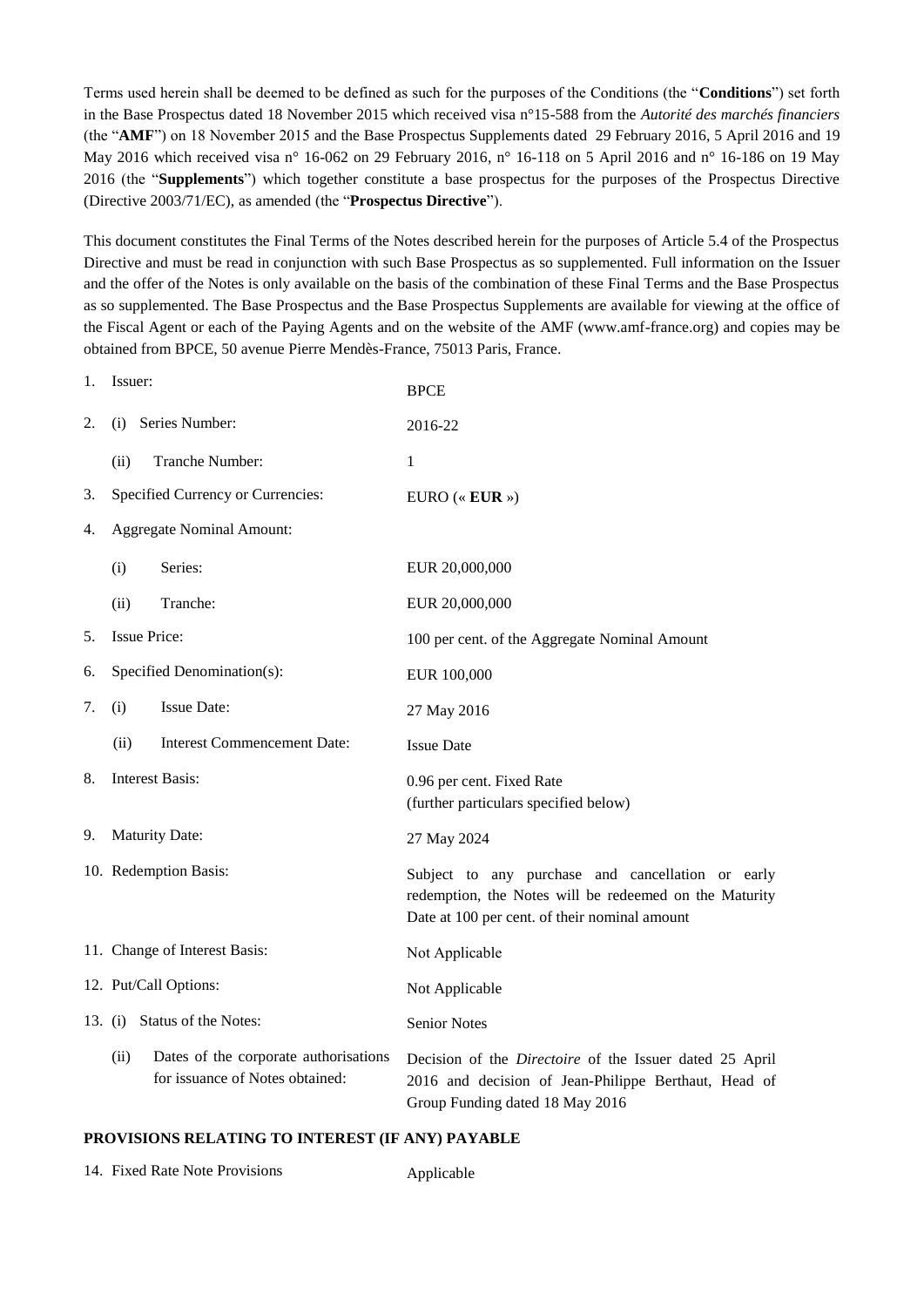Terms used herein shall be deemed to be defined as such for the purposes of the Conditions (the "**Conditions**") set forth in the Base Prospectus dated 18 November 2015 which received visa n°15-588 from the *Autorité des marchés financiers* (the "**AMF**") on 18 November 2015 and the Base Prospectus Supplements dated 29 February 2016, 5 April 2016 and 19 May 2016 which received visa n° 16-062 on 29 February 2016, n° 16-118 on 5 April 2016 and n° 16-186 on 19 May 2016 (the "**Supplements**") which together constitute a base prospectus for the purposes of the Prospectus Directive (Directive 2003/71/EC), as amended (the "**Prospectus Directive**").

This document constitutes the Final Terms of the Notes described herein for the purposes of Article 5.4 of the Prospectus Directive and must be read in conjunction with such Base Prospectus as so supplemented. Full information on the Issuer and the offer of the Notes is only available on the basis of the combination of these Final Terms and the Base Prospectus as so supplemented. The Base Prospectus and the Base Prospectus Supplements are available for viewing at the office of the Fiscal Agent or each of the Paying Agents and on the website of the AMF (www.amf-france.org) and copies may be obtained from BPCE, 50 avenue Pierre Mendès-France, 75013 Paris, France.

| | |
|---|---|
| 1. Issuer: | BPCE |
| 2. (i) Series Number: | 2016-22 |
| (ii) Tranche Number: | 1 |
| 3. Specified Currency or Currencies: | EURO (« **EUR** ») |
| 4. Aggregate Nominal Amount: | |
| (i) Series: | EUR 20,000,000 |
| (ii) Tranche: | EUR 20,000,000 |
| 5. Issue Price: | 100 per cent. of the Aggregate Nominal Amount |
| 6. Specified Denomination(s): | EUR 100,000 |
| 7. (i) Issue Date: | 27 May 2016 |
| (ii) Interest Commencement Date: | Issue Date |
| 8. Interest Basis: | 0.96 per cent. Fixed Rate<br>(further particulars specified below) |
| 9. Maturity Date: | 27 May 2024 |
| 10. Redemption Basis: | Subject to any purchase and cancellation or early redemption, the Notes will be redeemed on the Maturity Date at 100 per cent. of their nominal amount |
| 11. Change of Interest Basis: | Not Applicable |
| 12. Put/Call Options: | Not Applicable |
| 13. (i) Status of the Notes: | Senior Notes |
| (ii) Dates of the corporate authorisations for issuance of Notes obtained: | Decision of the *Directoire* of the Issuer dated 25 April 2016 and decision of Jean-Philippe Berthaut, Head of Group Funding dated 18 May 2016 |

**PROVISIONS RELATING TO INTEREST (IF ANY) PAYABLE**

| | |
|---|---|
| 14. Fixed Rate Note Provisions | Applicable |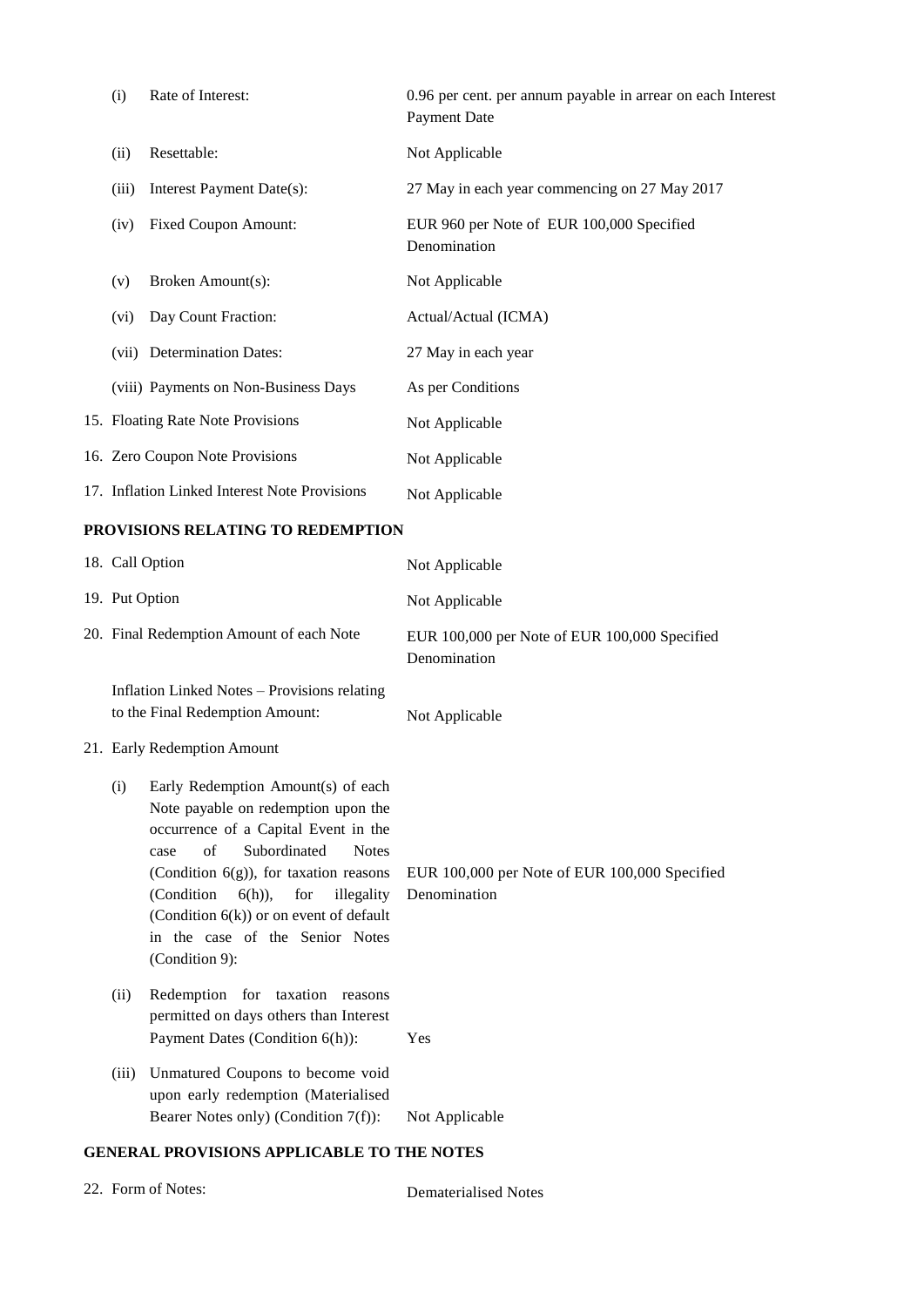| | |
|---|---|
| (i) Rate of Interest: | 0.96 per cent. per annum payable in arrear on each Interest Payment Date |
| (ii) Resettable: | Not Applicable |
| (iii) Interest Payment Date(s): | 27 May in each year commencing on 27 May 2017 |
| (iv) Fixed Coupon Amount: | EUR 960 per Note of EUR 100,000 Specified Denomination |
| (v) Broken Amount(s): | Not Applicable |
| (vi) Day Count Fraction: | Actual/Actual (ICMA) |
| (vii) Determination Dates: | 27 May in each year |
| (viii) Payments on Non-Business Days | As per Conditions |
| 15. Floating Rate Note Provisions | Not Applicable |
| 16. Zero Coupon Note Provisions | Not Applicable |
| 17. Inflation Linked Interest Note Provisions | Not Applicable |

**PROVISIONS RELATING TO REDEMPTION**

| | |
|---|---|
| 18. Call Option | Not Applicable |
| 19. Put Option | Not Applicable |
| 20. Final Redemption Amount of each Note | EUR 100,000 per Note of EUR 100,000 Specified Denomination |
| Inflation Linked Notes – Provisions relating to the Final Redemption Amount: | Not Applicable |
| 21. Early Redemption Amount | |
| (i) Early Redemption Amount(s) of each Note payable on redemption upon the occurrence of a Capital Event in the case of Subordinated Notes (Condition 6(g)), for taxation reasons (Condition 6(h)), for illegality (Condition 6(k)) or on event of default in the case of the Senior Notes (Condition 9): | EUR 100,000 per Note of EUR 100,000 Specified Denomination |
| (ii) Redemption for taxation reasons permitted on days others than Interest Payment Dates (Condition 6(h)): | Yes |
| (iii) Unmatured Coupons to become void upon early redemption (Materialised Bearer Notes only) (Condition 7(f)): | Not Applicable |

**GENERAL PROVISIONS APPLICABLE TO THE NOTES**

| | |
|---|---|
| 22. Form of Notes: | Dematerialised Notes |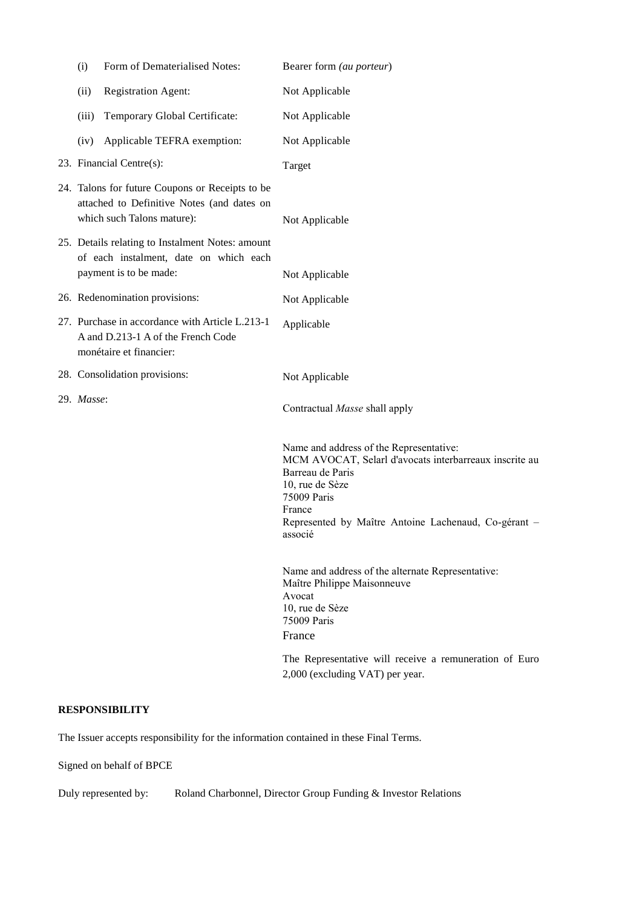| | |
|---|---|
| (i) Form of Dematerialised Notes: | Bearer form *(au porteur)* |
| (ii) Registration Agent: | Not Applicable |
| (iii) Temporary Global Certificate: | Not Applicable |
| (iv) Applicable TEFRA exemption: | Not Applicable |
| 23. Financial Centre(s): | Target |
| 24. Talons for future Coupons or Receipts to be attached to Definitive Notes (and dates on which such Talons mature): | Not Applicable |
| 25. Details relating to Instalment Notes: amount of each instalment, date on which each payment is to be made: | Not Applicable |
| 26. Redenomination provisions: | Not Applicable |
| 27. Purchase in accordance with Article L.213-1 A and D.213-1 A of the French Code monétaire et financier: | Applicable |
| 28. Consolidation provisions: | Not Applicable |
| 29. *Masse*: | Contractual *Masse* shall apply<br><br>Name and address of the Representative:<br>MCM AVOCAT, Selarl d'avocats interbarreaux inscrite au Barreau de Paris<br>10, rue de Sèze<br>75009 Paris<br>France<br>Represented by Maître Antoine Lachenaud, Co-gérant – associé<br><br>Name and address of the alternate Representative:<br>Maître Philippe Maisonneuve<br>Avocat<br>10, rue de Sèze<br>75009 Paris<br>France<br><br>The Representative will receive a remuneration of Euro 2,000 (excluding VAT) per year. |

**RESPONSIBILITY**

The Issuer accepts responsibility for the information contained in these Final Terms.

Signed on behalf of BPCE

Duly represented by: Roland Charbonnel, Director Group Funding & Investor Relations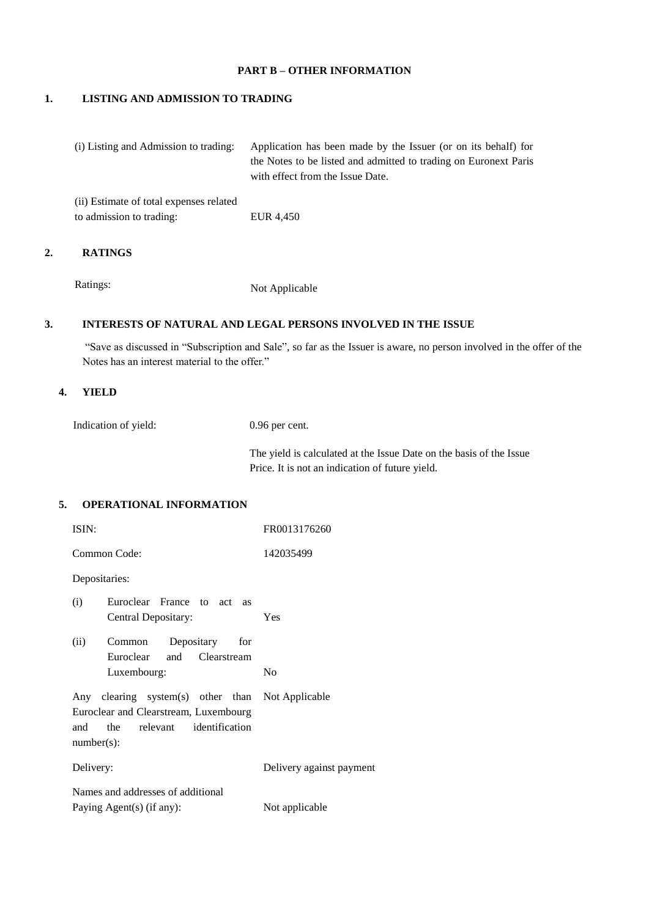## PART B – OTHER INFORMATION

### 1. LISTING AND ADMISSION TO TRADING

| | |
|---|---|
| (i) Listing and Admission to trading: | Application has been made by the Issuer (or on its behalf) for the Notes to be listed and admitted to trading on Euronext Paris with effect from the Issue Date. |
| (ii) Estimate of total expenses related to admission to trading: | EUR 4,450 |

### 2. RATINGS

| | |
|---|---|
| Ratings: | Not Applicable |

### 3. INTERESTS OF NATURAL AND LEGAL PERSONS INVOLVED IN THE ISSUE

"Save as discussed in "Subscription and Sale", so far as the Issuer is aware, no person involved in the offer of the Notes has an interest material to the offer."

### 4. YIELD

| | |
|---|---|
| Indication of yield: | 0.96 per cent. |
| | The yield is calculated at the Issue Date on the basis of the Issue Price. It is not an indication of future yield. |

### 5. OPERATIONAL INFORMATION

| | |
|---|---|
| ISIN: | FR0013176260 |
| Common Code: | 142035499 |
| Depositaries: | |
| (i) Euroclear France to act as Central Depositary: | Yes |
| (ii) Common Depositary for Euroclear and Clearstream Luxembourg: | No |
| Any clearing system(s) other than Euroclear and Clearstream, Luxembourg and the relevant identification number(s): | Not Applicable |
| Delivery: | Delivery against payment |
| Names and addresses of additional Paying Agent(s) (if any): | Not applicable |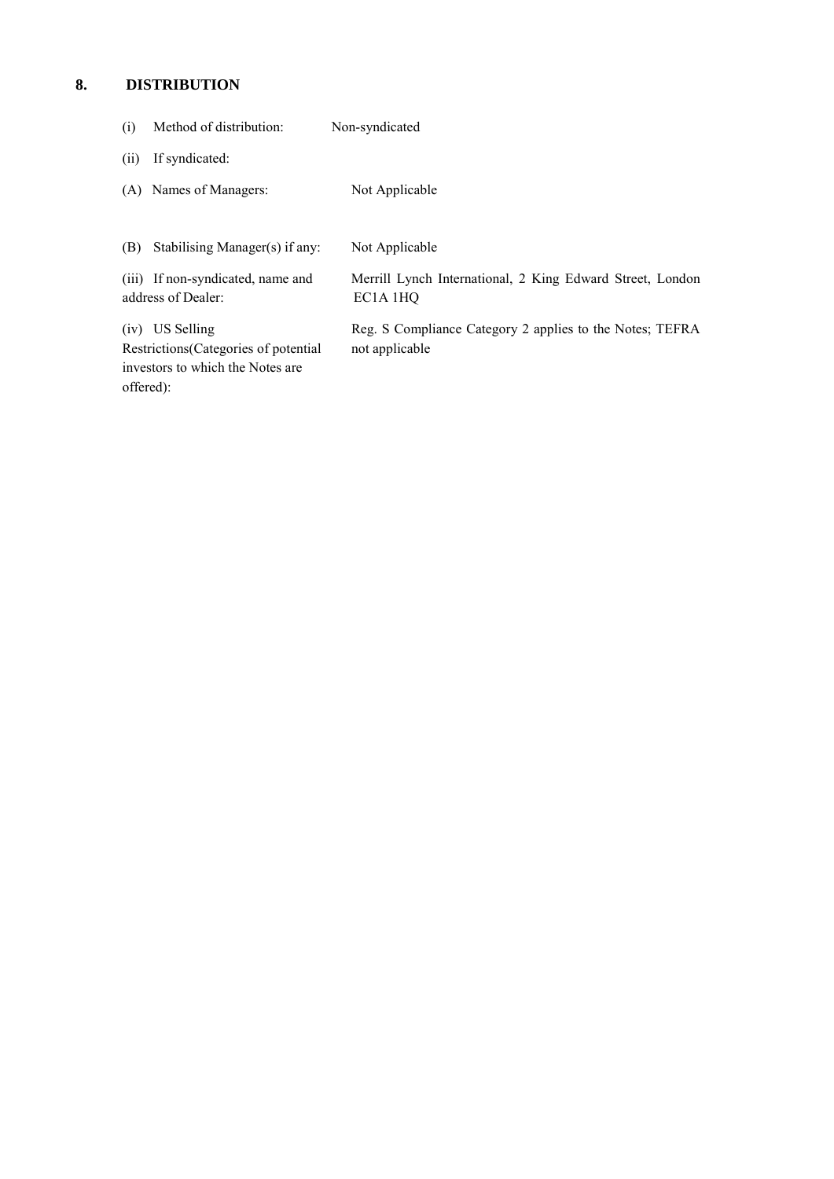## 8. DISTRIBUTION

| | |
|---|---|
| (i) Method of distribution: | Non-syndicated |
| (ii) If syndicated: | |
| (A) Names of Managers: | Not Applicable |
| (B) Stabilising Manager(s) if any: | Not Applicable |
| (iii) If non-syndicated, name and address of Dealer: | Merrill Lynch International, 2 King Edward Street, London EC1A 1HQ |
| (iv) US Selling Restrictions(Categories of potential investors to which the Notes are offered): | Reg. S Compliance Category 2 applies to the Notes; TEFRA not applicable |